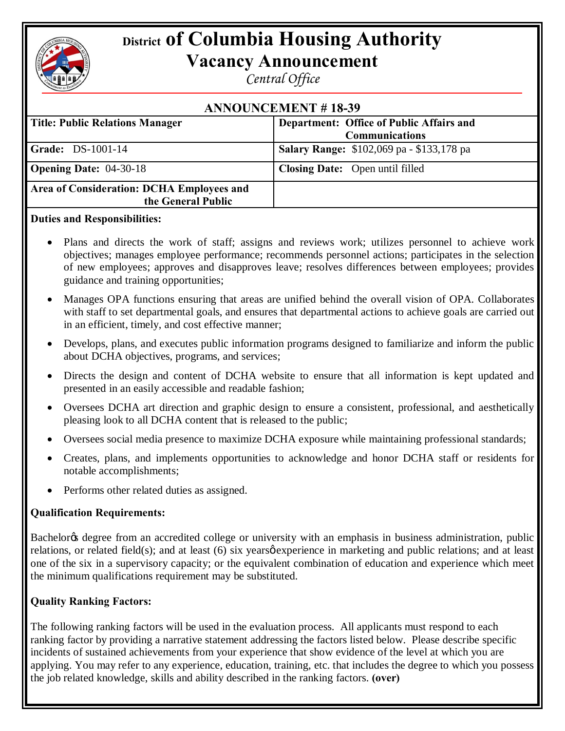# District of Columbia Housing Authority

## Vacancy Announcement

*Central Office*

## ANNOUNCEMENT # 18-39

| **Title: Public Relations Manager** | **Department: Office of Public Affairs and Communications** |
|---|---|
| **Grade:** DS-1001-14 | **Salary Range:** $102,069 pa - $133,178 pa |
| **Opening Date:** 04-30-18 | **Closing Date:** Open until filled |
| **Area of Consideration: DCHA Employees and the General Public** | |

**Duties and Responsibilities:**

- Plans and directs the work of staff; assigns and reviews work; utilizes personnel to achieve work objectives; manages employee performance; recommends personnel actions; participates in the selection of new employees; approves and disapproves leave; resolves differences between employees; provides guidance and training opportunities;
- Manages OPA functions ensuring that areas are unified behind the overall vision of OPA. Collaborates with staff to set departmental goals, and ensures that departmental actions to achieve goals are carried out in an efficient, timely, and cost effective manner;
- Develops, plans, and executes public information programs designed to familiarize and inform the public about DCHA objectives, programs, and services;
- Directs the design and content of DCHA website to ensure that all information is kept updated and presented in an easily accessible and readable fashion;
- Oversees DCHA art direction and graphic design to ensure a consistent, professional, and aesthetically pleasing look to all DCHA content that is released to the public;
- Oversees social media presence to maximize DCHA exposure while maintaining professional standards;
- Creates, plans, and implements opportunities to acknowledge and honor DCHA staff or residents for notable accomplishments;
- Performs other related duties as assigned.

**Qualification Requirements:**

Bachelor's degree from an accredited college or university with an emphasis in business administration, public relations, or related field(s); and at least (6) six years' experience in marketing and public relations; and at least one of the six in a supervisory capacity; or the equivalent combination of education and experience which meet the minimum qualifications requirement may be substituted.

**Quality Ranking Factors:**

The following ranking factors will be used in the evaluation process. All applicants must respond to each ranking factor by providing a narrative statement addressing the factors listed below. Please describe specific incidents of sustained achievements from your experience that show evidence of the level at which you are applying. You may refer to any experience, education, training, etc. that includes the degree to which you possess the job related knowledge, skills and ability described in the ranking factors. **(over)**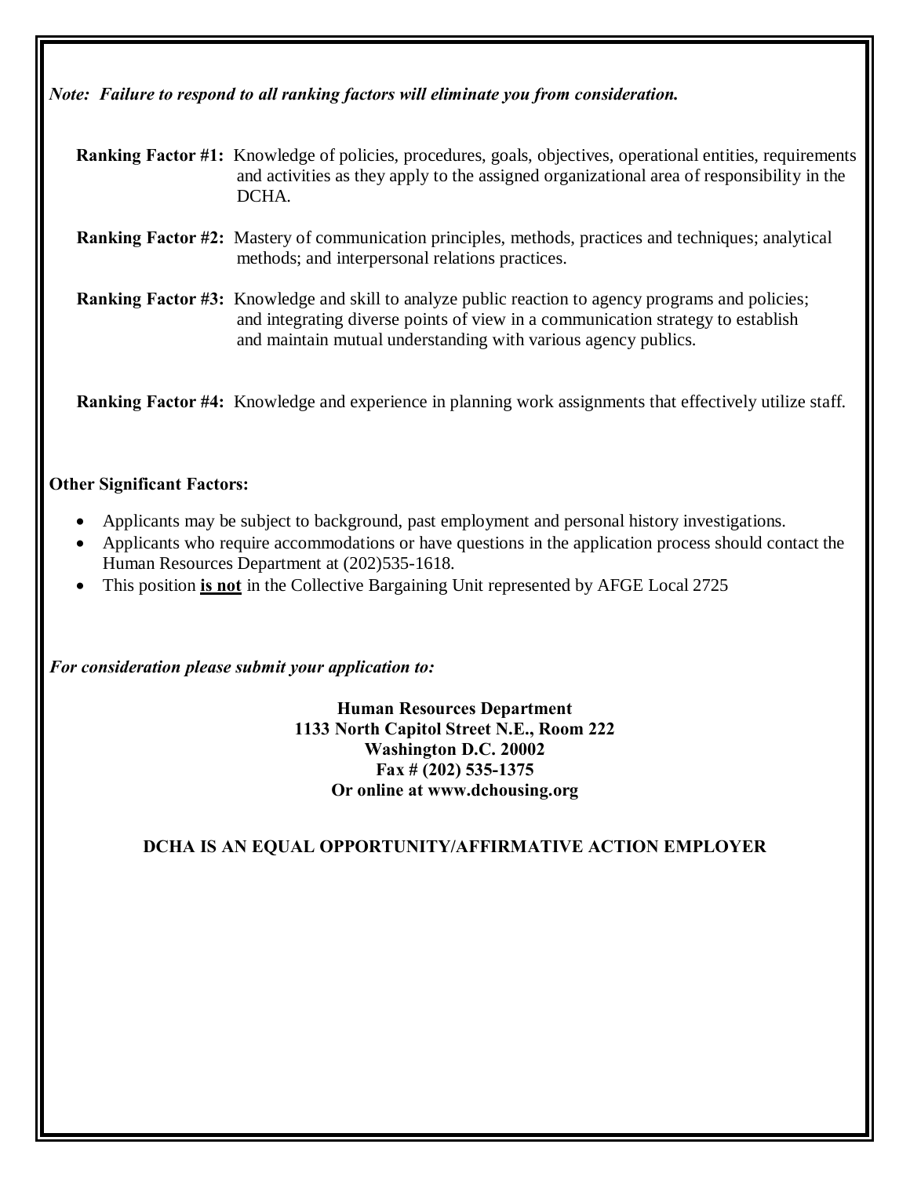***Note: Failure to respond to all ranking factors will eliminate you from consideration.***

**Ranking Factor #1:** Knowledge of policies, procedures, goals, objectives, operational entities, requirements and activities as they apply to the assigned organizational area of responsibility in the DCHA.

**Ranking Factor #2:** Mastery of communication principles, methods, practices and techniques; analytical methods; and interpersonal relations practices.

**Ranking Factor #3:** Knowledge and skill to analyze public reaction to agency programs and policies; and integrating diverse points of view in a communication strategy to establish and maintain mutual understanding with various agency publics.

**Ranking Factor #4:** Knowledge and experience in planning work assignments that effectively utilize staff.

**Other Significant Factors:**

- Applicants may be subject to background, past employment and personal history investigations.
- Applicants who require accommodations or have questions in the application process should contact the Human Resources Department at (202)535-1618.
- This position **is not** in the Collective Bargaining Unit represented by AFGE Local 2725

***For consideration please submit your application to:***

**Human Resources Department**
**1133 North Capitol Street N.E., Room 222**
**Washington D.C. 20002**
**Fax # (202) 535-1375**
**Or online at www.dchousing.org**

**DCHA IS AN EQUAL OPPORTUNITY/AFFIRMATIVE ACTION EMPLOYER**